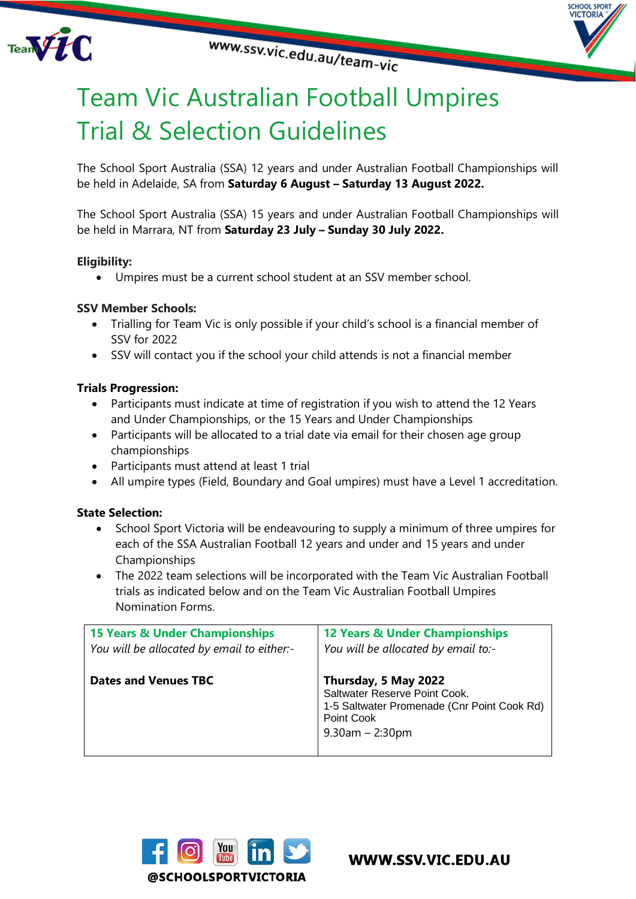# Team Vic Australian Football Umpires Trial & Selection Guidelines

The School Sport Australia (SSA) 12 years and under Australian Football Championships will be held in Adelaide, SA from **Saturday 6 August – Saturday 13 August 2022.**

The School Sport Australia (SSA) 15 years and under Australian Football Championships will be held in Marrara, NT from **Saturday 23 July – Sunday 30 July 2022.**

**Eligibility:**

- Umpires must be a current school student at an SSV member school.

**SSV Member Schools:**

- Trialling for Team Vic is only possible if your child's school is a financial member of SSV for 2022
- SSV will contact you if the school your child attends is not a financial member

**Trials Progression:**

- Participants must indicate at time of registration if you wish to attend the 12 Years and Under Championships, or the 15 Years and Under Championships
- Participants will be allocated to a trial date via email for their chosen age group championships
- Participants must attend at least 1 trial
- All umpire types (Field, Boundary and Goal umpires) must have a Level 1 accreditation.

**State Selection:**

- School Sport Victoria will be endeavouring to supply a minimum of three umpires for each of the SSA Australian Football 12 years and under and 15 years and under Championships
- The 2022 team selections will be incorporated with the Team Vic Australian Football trials as indicated below and on the Team Vic Australian Football Umpires Nomination Forms.

| **15 Years & Under Championships**<br>*You will be allocated by email to either:-*<br><br>**Dates and Venues TBC** | **12 Years & Under Championships**<br>*You will be allocated by email to:-*<br><br>**Thursday, 5 May 2022**<br>Saltwater Reserve Point Cook.<br>1-5 Saltwater Promenade (Cnr Point Cook Rd) Point Cook<br>9.30am – 2:30pm |
|---|---|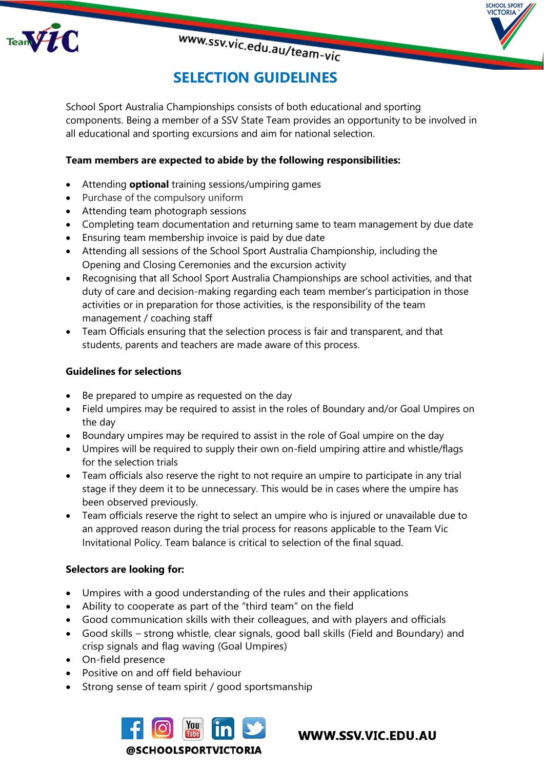# SELECTION GUIDELINES

School Sport Australia Championships consists of both educational and sporting components. Being a member of a SSV State Team provides an opportunity to be involved in all educational and sporting excursions and aim for national selection.

**Team members are expected to abide by the following responsibilities:**

- Attending **optional** training sessions/umpiring games
- Purchase of the compulsory uniform
- Attending team photograph sessions
- Completing team documentation and returning same to team management by due date
- Ensuring team membership invoice is paid by due date
- Attending all sessions of the School Sport Australia Championship, including the Opening and Closing Ceremonies and the excursion activity
- Recognising that all School Sport Australia Championships are school activities, and that duty of care and decision-making regarding each team member's participation in those activities or in preparation for those activities, is the responsibility of the team management / coaching staff
- Team Officials ensuring that the selection process is fair and transparent, and that students, parents and teachers are made aware of this process.

**Guidelines for selections**

- Be prepared to umpire as requested on the day
- Field umpires may be required to assist in the roles of Boundary and/or Goal Umpires on the day
- Boundary umpires may be required to assist in the role of Goal umpire on the day
- Umpires will be required to supply their own on-field umpiring attire and whistle/flags for the selection trials
- Team officials also reserve the right to not require an umpire to participate in any trial stage if they deem it to be unnecessary. This would be in cases where the umpire has been observed previously.
- Team officials reserve the right to select an umpire who is injured or unavailable due to an approved reason during the trial process for reasons applicable to the Team Vic Invitational Policy. Team balance is critical to selection of the final squad.

**Selectors are looking for:**

- Umpires with a good understanding of the rules and their applications
- Ability to cooperate as part of the "third team" on the field
- Good communication skills with their colleagues, and with players and officials
- Good skills – strong whistle, clear signals, good ball skills (Field and Boundary) and crisp signals and flag waving (Goal Umpires)
- On-field presence
- Positive on and off field behaviour
- Strong sense of team spirit / good sportsmanship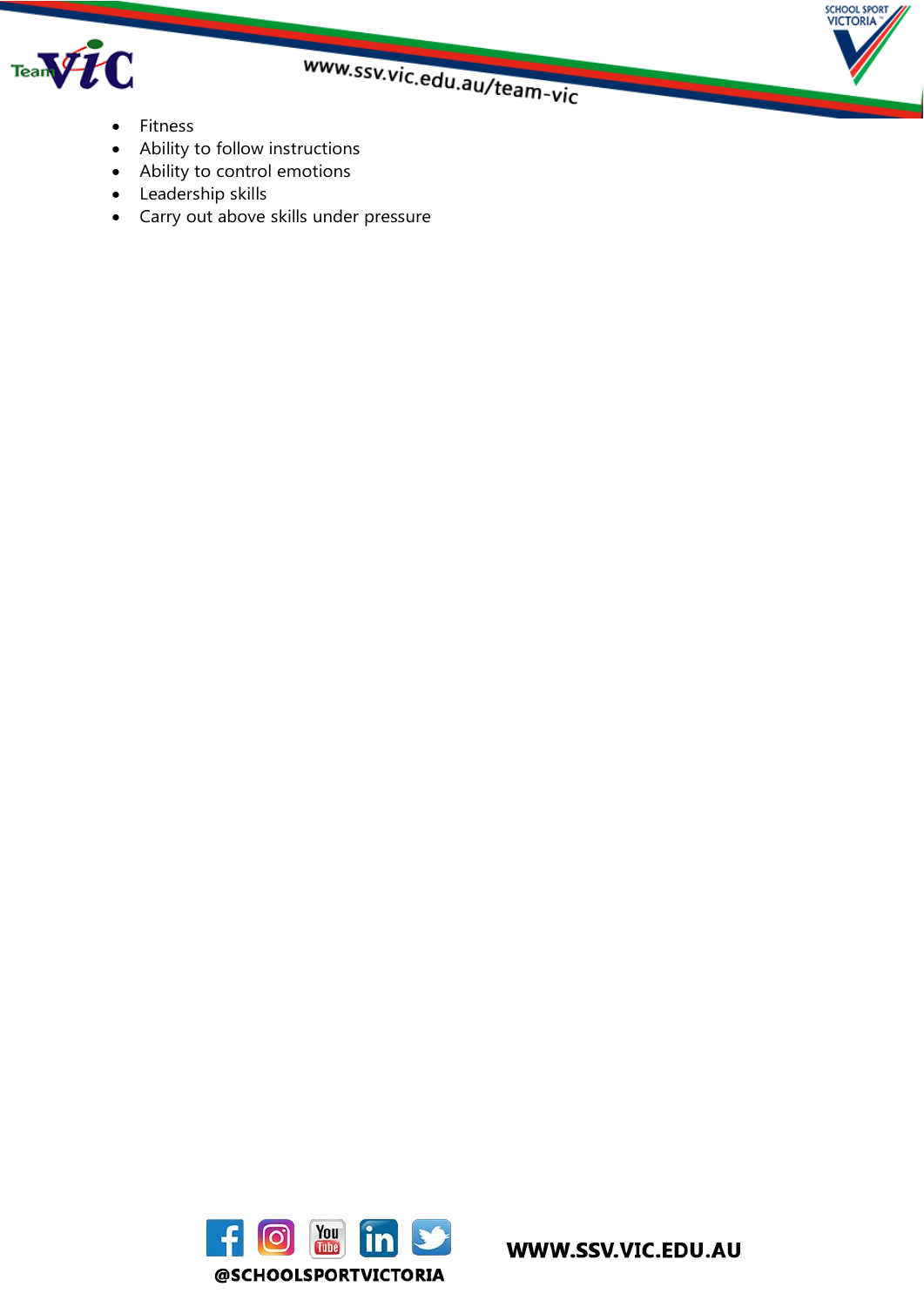- Fitness
- Ability to follow instructions
- Ability to control emotions
- Leadership skills
- Carry out above skills under pressure